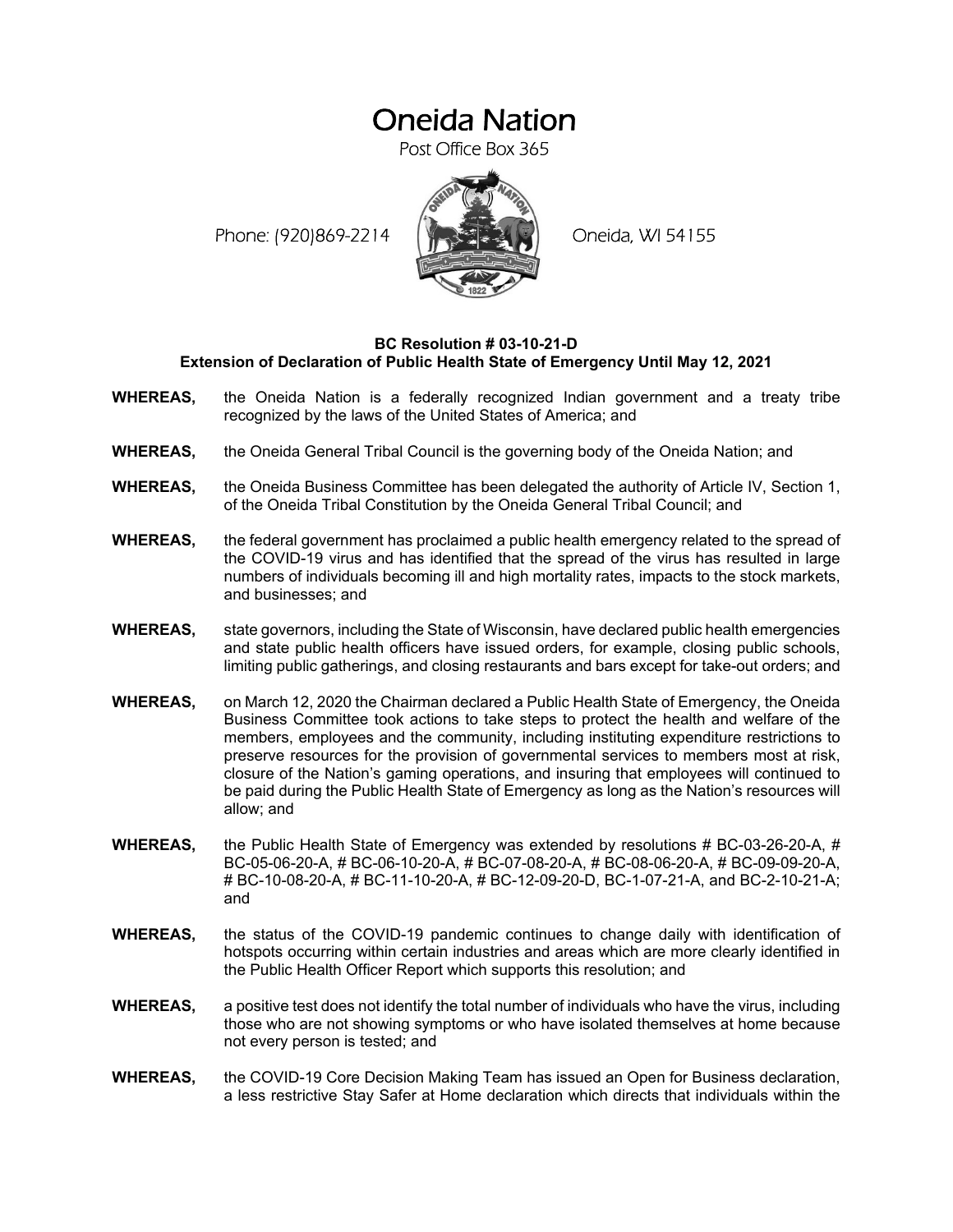# Oneida Nation

Post Office Box 365

Phone: (920)869-2214 Oneida, WI 54155

**BC Resolution # 03-10-21-D**
**Extension of Declaration of Public Health State of Emergency Until May 12, 2021**

**WHEREAS,** the Oneida Nation is a federally recognized Indian government and a treaty tribe recognized by the laws of the United States of America; and

**WHEREAS,** the Oneida General Tribal Council is the governing body of the Oneida Nation; and

**WHEREAS,** the Oneida Business Committee has been delegated the authority of Article IV, Section 1, of the Oneida Tribal Constitution by the Oneida General Tribal Council; and

**WHEREAS,** the federal government has proclaimed a public health emergency related to the spread of the COVID-19 virus and has identified that the spread of the virus has resulted in large numbers of individuals becoming ill and high mortality rates, impacts to the stock markets, and businesses; and

**WHEREAS,** state governors, including the State of Wisconsin, have declared public health emergencies and state public health officers have issued orders, for example, closing public schools, limiting public gatherings, and closing restaurants and bars except for take-out orders; and

**WHEREAS,** on March 12, 2020 the Chairman declared a Public Health State of Emergency, the Oneida Business Committee took actions to take steps to protect the health and welfare of the members, employees and the community, including instituting expenditure restrictions to preserve resources for the provision of governmental services to members most at risk, closure of the Nation's gaming operations, and insuring that employees will continued to be paid during the Public Health State of Emergency as long as the Nation's resources will allow; and

**WHEREAS,** the Public Health State of Emergency was extended by resolutions # BC-03-26-20-A, # BC-05-06-20-A, # BC-06-10-20-A, # BC-07-08-20-A, # BC-08-06-20-A, # BC-09-09-20-A, # BC-10-08-20-A, # BC-11-10-20-A, # BC-12-09-20-D, BC-1-07-21-A, and BC-2-10-21-A; and

**WHEREAS,** the status of the COVID-19 pandemic continues to change daily with identification of hotspots occurring within certain industries and areas which are more clearly identified in the Public Health Officer Report which supports this resolution; and

**WHEREAS,** a positive test does not identify the total number of individuals who have the virus, including those who are not showing symptoms or who have isolated themselves at home because not every person is tested; and

**WHEREAS,** the COVID-19 Core Decision Making Team has issued an Open for Business declaration, a less restrictive Stay Safer at Home declaration which directs that individuals within the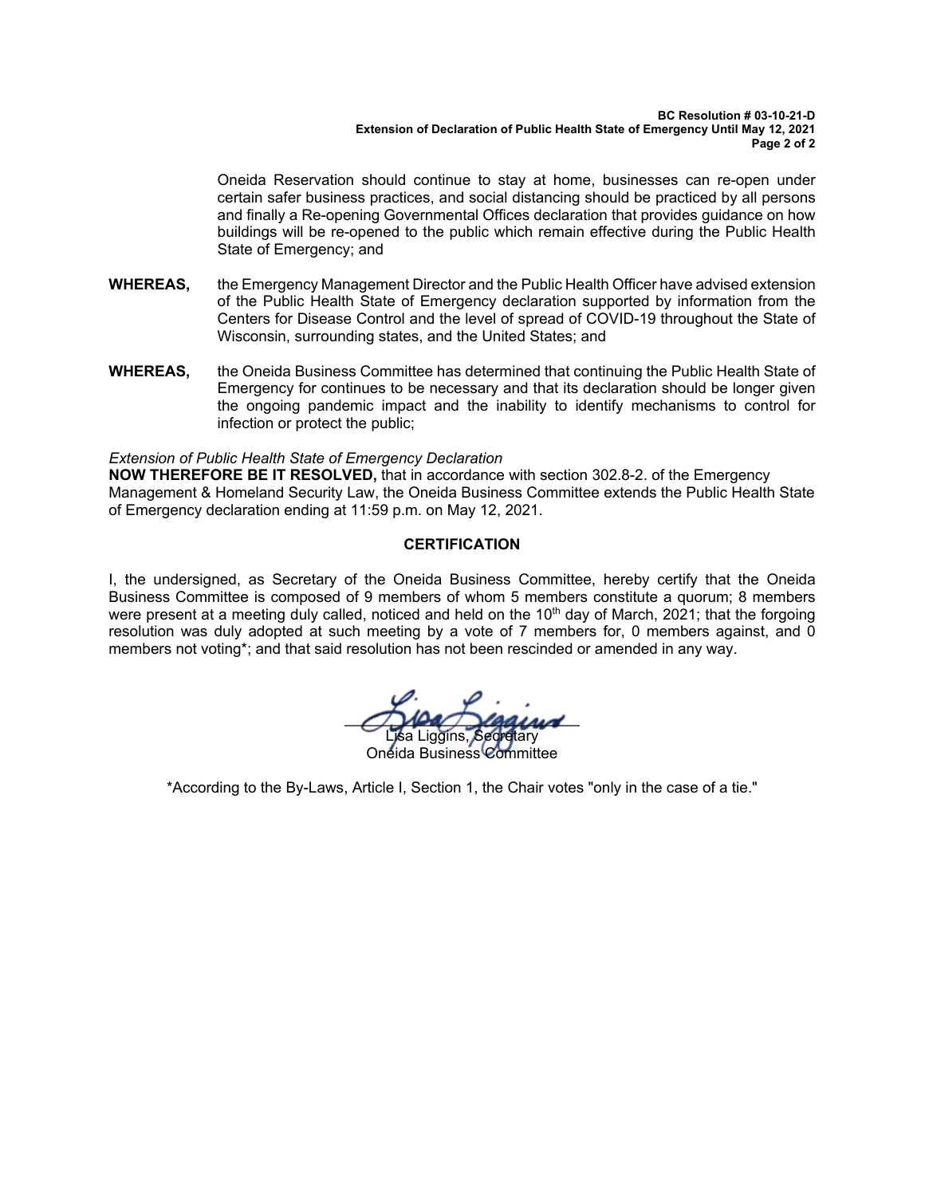Oneida Reservation should continue to stay at home, businesses can re-open under certain safer business practices, and social distancing should be practiced by all persons and finally a Re-opening Governmental Offices declaration that provides guidance on how buildings will be re-opened to the public which remain effective during the Public Health State of Emergency; and

**WHEREAS,** the Emergency Management Director and the Public Health Officer have advised extension of the Public Health State of Emergency declaration supported by information from the Centers for Disease Control and the level of spread of COVID-19 throughout the State of Wisconsin, surrounding states, and the United States; and

**WHEREAS,** the Oneida Business Committee has determined that continuing the Public Health State of Emergency for continues to be necessary and that its declaration should be longer given the ongoing pandemic impact and the inability to identify mechanisms to control for infection or protect the public;

*Extension of Public Health State of Emergency Declaration*

**NOW THEREFORE BE IT RESOLVED,** that in accordance with section 302.8-2. of the Emergency Management & Homeland Security Law, the Oneida Business Committee extends the Public Health State of Emergency declaration ending at 11:59 p.m. on May 12, 2021.

**CERTIFICATION**

I, the undersigned, as Secretary of the Oneida Business Committee, hereby certify that the Oneida Business Committee is composed of 9 members of whom 5 members constitute a quorum; 8 members were present at a meeting duly called, noticed and held on the 10th day of March, 2021; that the forgoing resolution was duly adopted at such meeting by a vote of 7 members for, 0 members against, and 0 members not voting*; and that said resolution has not been rescinded or amended in any way.

Lisa Liggins, Secretary
Oneida Business Committee

*According to the By-Laws, Article I, Section 1, the Chair votes "only in the case of a tie."